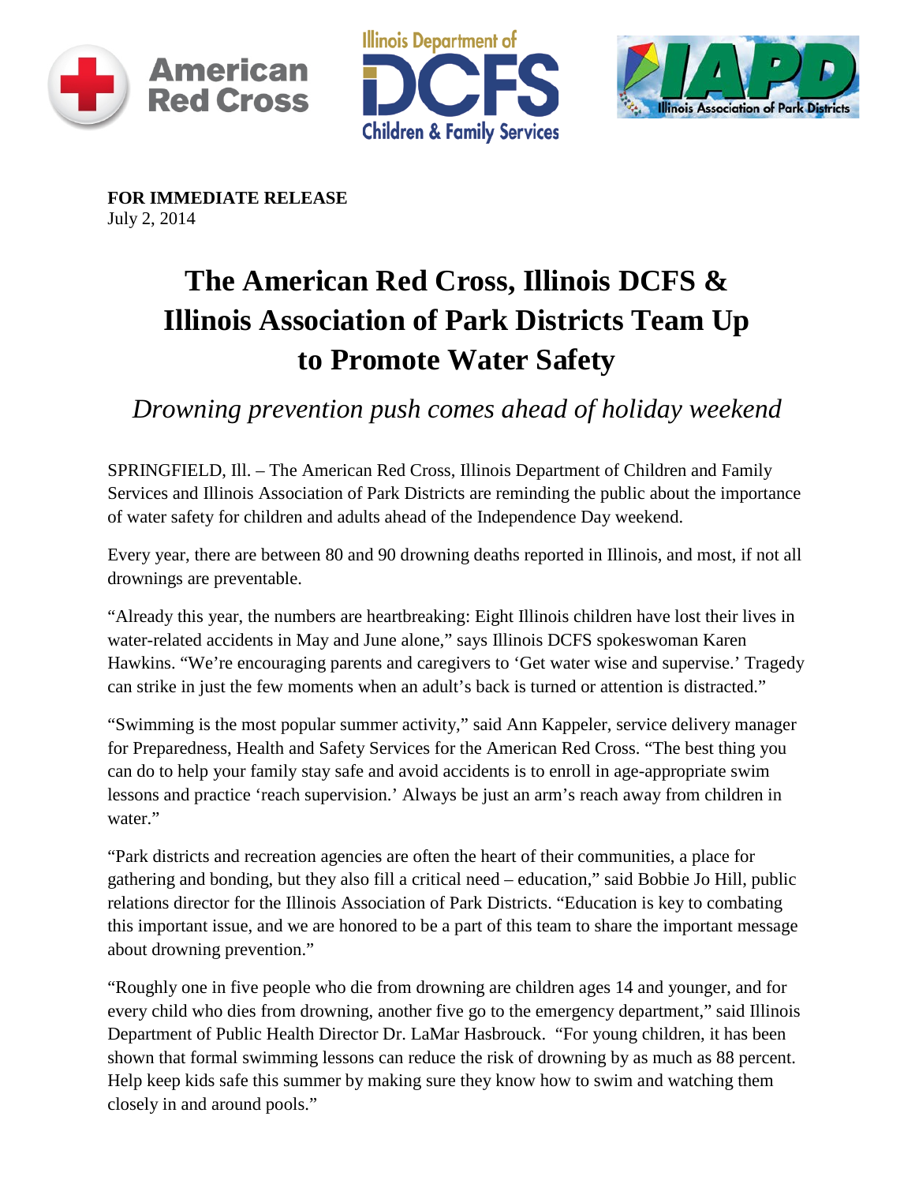**FOR IMMEDIATE RELEASE**
July 2, 2014

# The American Red Cross, Illinois DCFS & Illinois Association of Park Districts Team Up to Promote Water Safety

*Drowning prevention push comes ahead of holiday weekend*

SPRINGFIELD, Ill. – The American Red Cross, Illinois Department of Children and Family Services and Illinois Association of Park Districts are reminding the public about the importance of water safety for children and adults ahead of the Independence Day weekend.

Every year, there are between 80 and 90 drowning deaths reported in Illinois, and most, if not all drownings are preventable.

"Already this year, the numbers are heartbreaking: Eight Illinois children have lost their lives in water-related accidents in May and June alone," says Illinois DCFS spokeswoman Karen Hawkins. "We're encouraging parents and caregivers to 'Get water wise and supervise.' Tragedy can strike in just the few moments when an adult's back is turned or attention is distracted."

"Swimming is the most popular summer activity," said Ann Kappeler, service delivery manager for Preparedness, Health and Safety Services for the American Red Cross. "The best thing you can do to help your family stay safe and avoid accidents is to enroll in age-appropriate swim lessons and practice 'reach supervision.' Always be just an arm's reach away from children in water."

"Park districts and recreation agencies are often the heart of their communities, a place for gathering and bonding, but they also fill a critical need – education," said Bobbie Jo Hill, public relations director for the Illinois Association of Park Districts. "Education is key to combating this important issue, and we are honored to be a part of this team to share the important message about drowning prevention."

"Roughly one in five people who die from drowning are children ages 14 and younger, and for every child who dies from drowning, another five go to the emergency department," said Illinois Department of Public Health Director Dr. LaMar Hasbrouck. "For young children, it has been shown that formal swimming lessons can reduce the risk of drowning by as much as 88 percent. Help keep kids safe this summer by making sure they know how to swim and watching them closely in and around pools."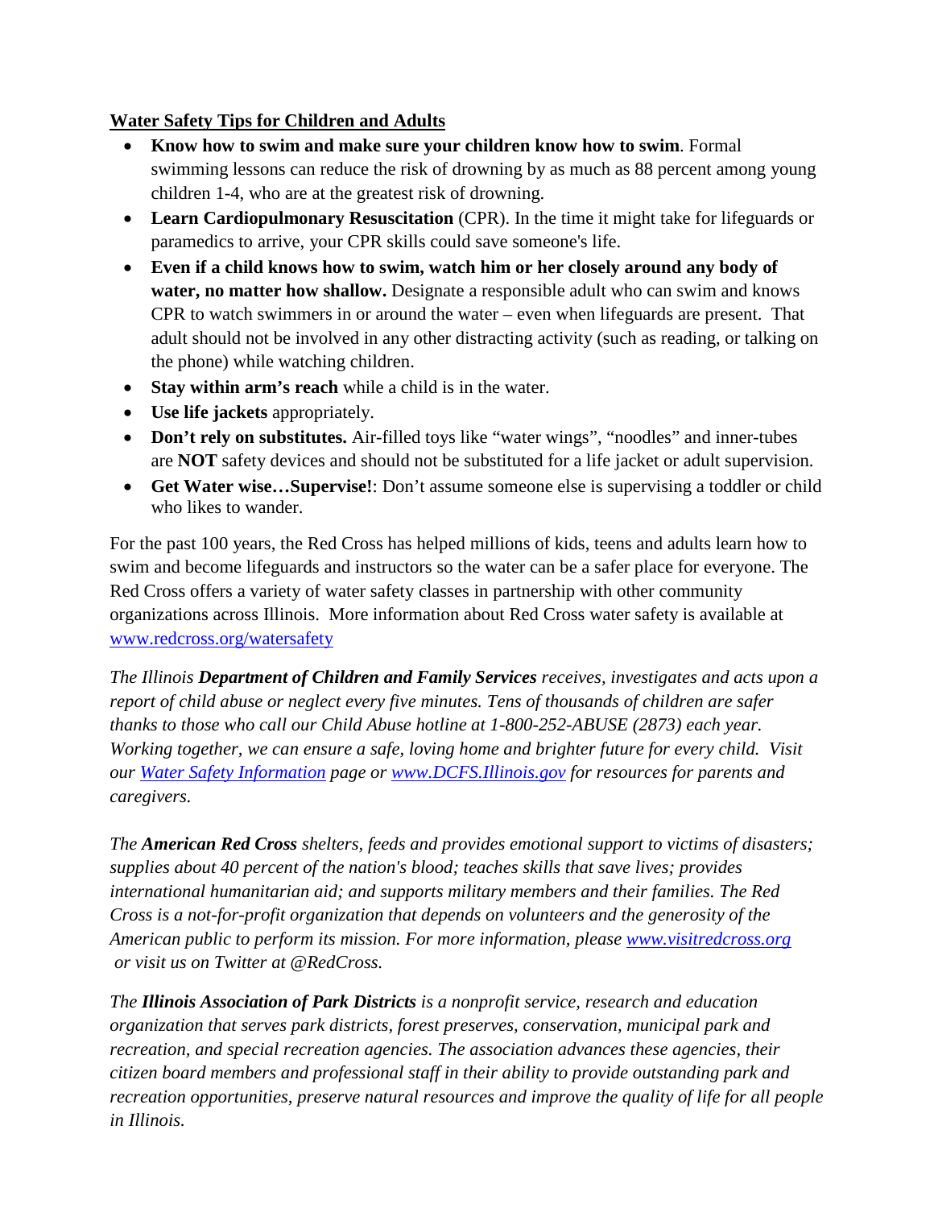**Water Safety Tips for Children and Adults**

- **Know how to swim and make sure your children know how to swim**. Formal swimming lessons can reduce the risk of drowning by as much as 88 percent among young children 1-4, who are at the greatest risk of drowning.
- **Learn Cardiopulmonary Resuscitation** (CPR). In the time it might take for lifeguards or paramedics to arrive, your CPR skills could save someone's life.
- **Even if a child knows how to swim, watch him or her closely around any body of water, no matter how shallow.** Designate a responsible adult who can swim and knows CPR to watch swimmers in or around the water – even when lifeguards are present. That adult should not be involved in any other distracting activity (such as reading, or talking on the phone) while watching children.
- **Stay within arm's reach** while a child is in the water.
- **Use life jackets** appropriately.
- **Don't rely on substitutes.** Air-filled toys like "water wings", "noodles" and inner-tubes are **NOT** safety devices and should not be substituted for a life jacket or adult supervision.
- **Get Water wise…Supervise!**: Don't assume someone else is supervising a toddler or child who likes to wander.

For the past 100 years, the Red Cross has helped millions of kids, teens and adults learn how to swim and become lifeguards and instructors so the water can be a safer place for everyone. The Red Cross offers a variety of water safety classes in partnership with other community organizations across Illinois. More information about Red Cross water safety is available at [www.redcross.org/watersafety](www.redcross.org/watersafety)

*The Illinois* ***Department of Children and Family Services*** *receives, investigates and acts upon a report of child abuse or neglect every five minutes. Tens of thousands of children are safer thanks to those who call our Child Abuse hotline at 1-800-252-ABUSE (2873) each year. Working together, we can ensure a safe, loving home and brighter future for every child. Visit our* *Water Safety Information* *page or* *www.DCFS.Illinois.gov* *for resources for parents and caregivers.*

*The* ***American Red Cross*** *shelters, feeds and provides emotional support to victims of disasters; supplies about 40 percent of the nation's blood; teaches skills that save lives; provides international humanitarian aid; and supports military members and their families. The Red Cross is a not-for-profit organization that depends on volunteers and the generosity of the American public to perform its mission. For more information, please* *www.visitredcross.org* *or visit us on Twitter at @RedCross.*

*The* ***Illinois Association of Park Districts*** *is a nonprofit service, research and education organization that serves park districts, forest preserves, conservation, municipal park and recreation, and special recreation agencies. The association advances these agencies, their citizen board members and professional staff in their ability to provide outstanding park and recreation opportunities, preserve natural resources and improve the quality of life for all people in Illinois.*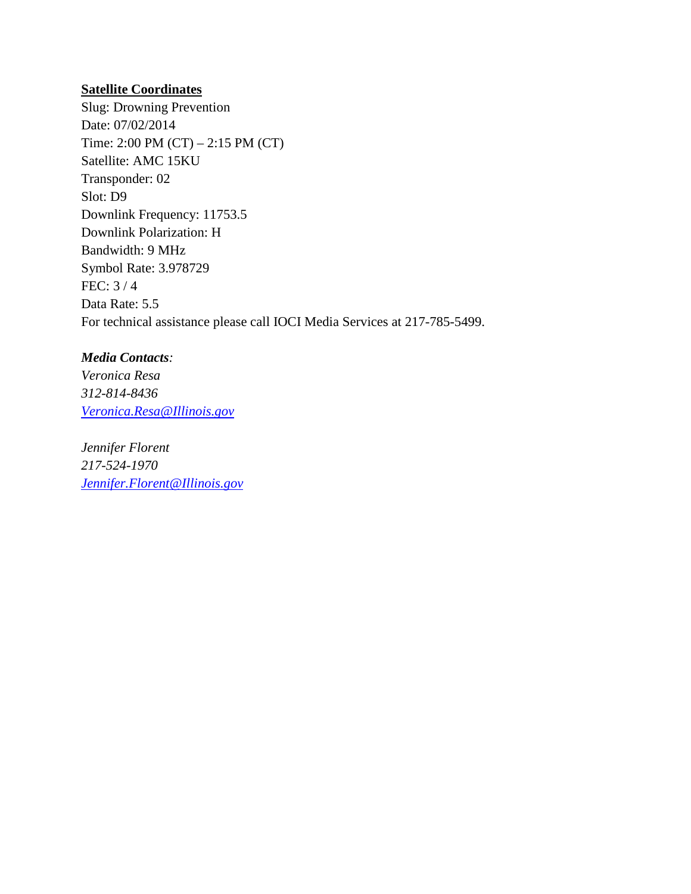**Satellite Coordinates**

Slug: Drowning Prevention
Date: 07/02/2014
Time: 2:00 PM (CT) – 2:15 PM (CT)
Satellite: AMC 15KU
Transponder: 02
Slot: D9
Downlink Frequency: 11753.5
Downlink Polarization: H
Bandwidth: 9 MHz
Symbol Rate: 3.978729
FEC: 3 / 4
Data Rate: 5.5
For technical assistance please call IOCI Media Services at 217-785-5499.

***Media Contacts:***
*Veronica Resa*
*312-814-8436*
*Veronica.Resa@Illinois.gov*

*Jennifer Florent*
*217-524-1970*
*Jennifer.Florent@Illinois.gov*